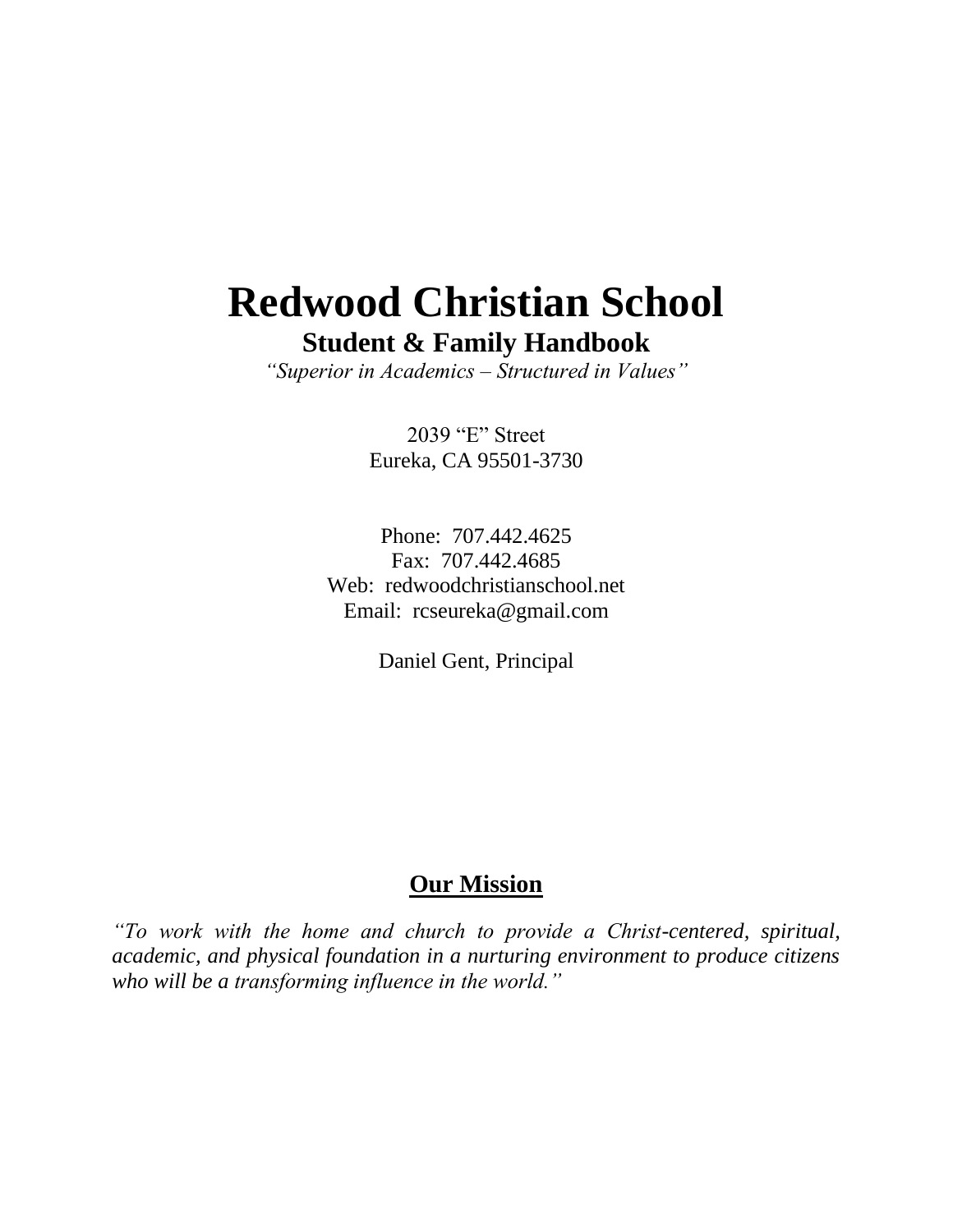# Redwood Christian School

## Student & Family Handbook

*"Superior in Academics – Structured in Values"*

2039 "E" Street
Eureka, CA 95501-3730

Phone: 707.442.4625
Fax: 707.442.4685
Web: redwoodchristianschool.net
Email: rcseureka@gmail.com

Daniel Gent, Principal

## Our Mission

*"To work with the home and church to provide a Christ-centered, spiritual, academic, and physical foundation in a nurturing environment to produce citizens who will be a transforming influence in the world."*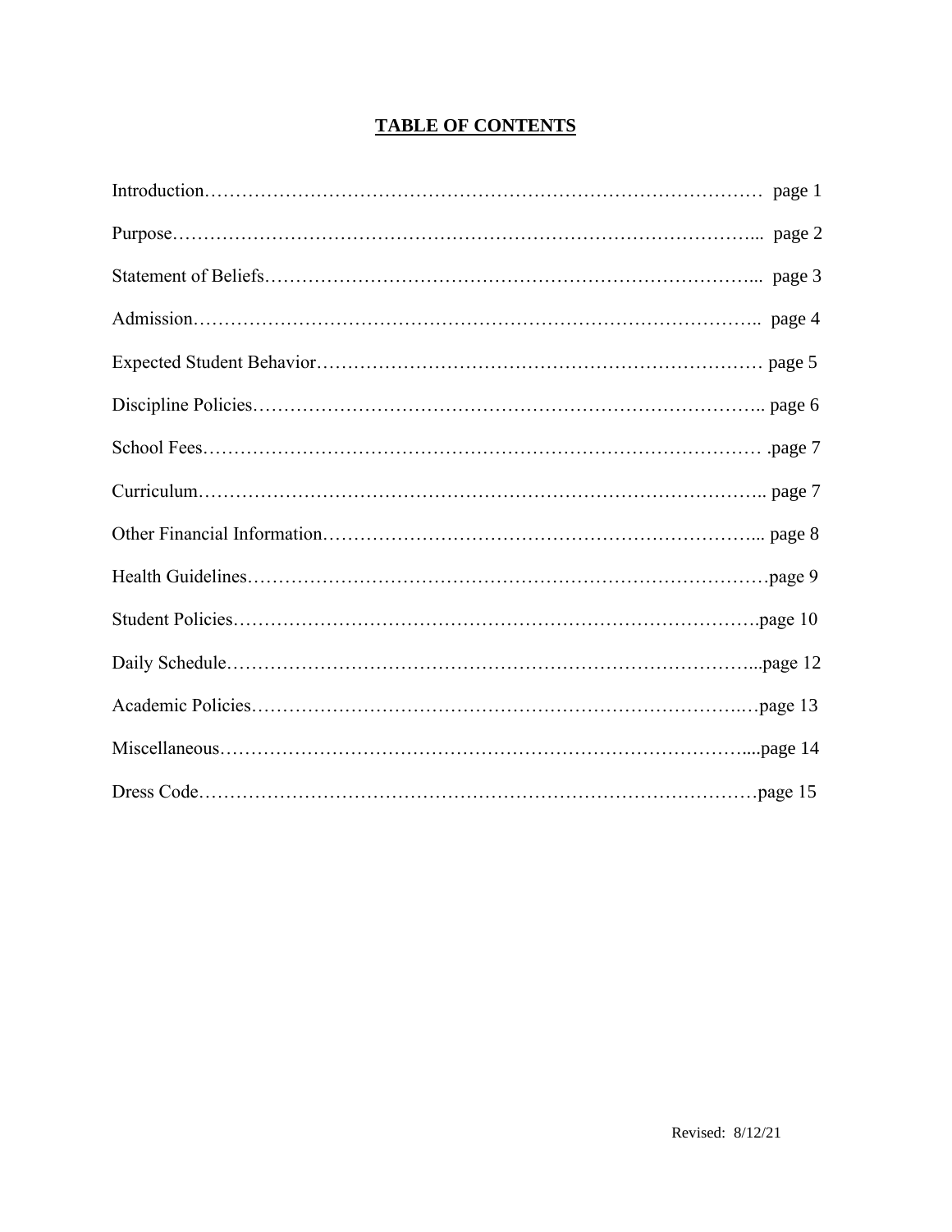# TABLE OF CONTENTS

Introduction………………………………………………………………………………… page 1

Purpose……………………………………………………………………………………... page 2

Statement of Beliefs…………………………………………………………………... page 3

Admission………………………………………………………………………………….. page 4

Expected Student Behavior……………………………………………………………… page 5

Discipline Policies……………………………………………………………………….. page 6

School Fees………………………………………………………………………………… .page 7

Curriculum………………………………………………………………………………….. page 7

Other Financial Information……………………………………………………………... page 8

Health Guidelines…………………………………………………………………………page 9

Student Policies…………………………………………………………………………….page 10

Daily Schedule……………………………………………………………………………...page 12

Academic Policies…………………………………………………………………….…page 13

Miscellaneous……………………………………………………………………………....page 14

Dress Code…………………………………………………………………………………page 15

Revised: 8/12/21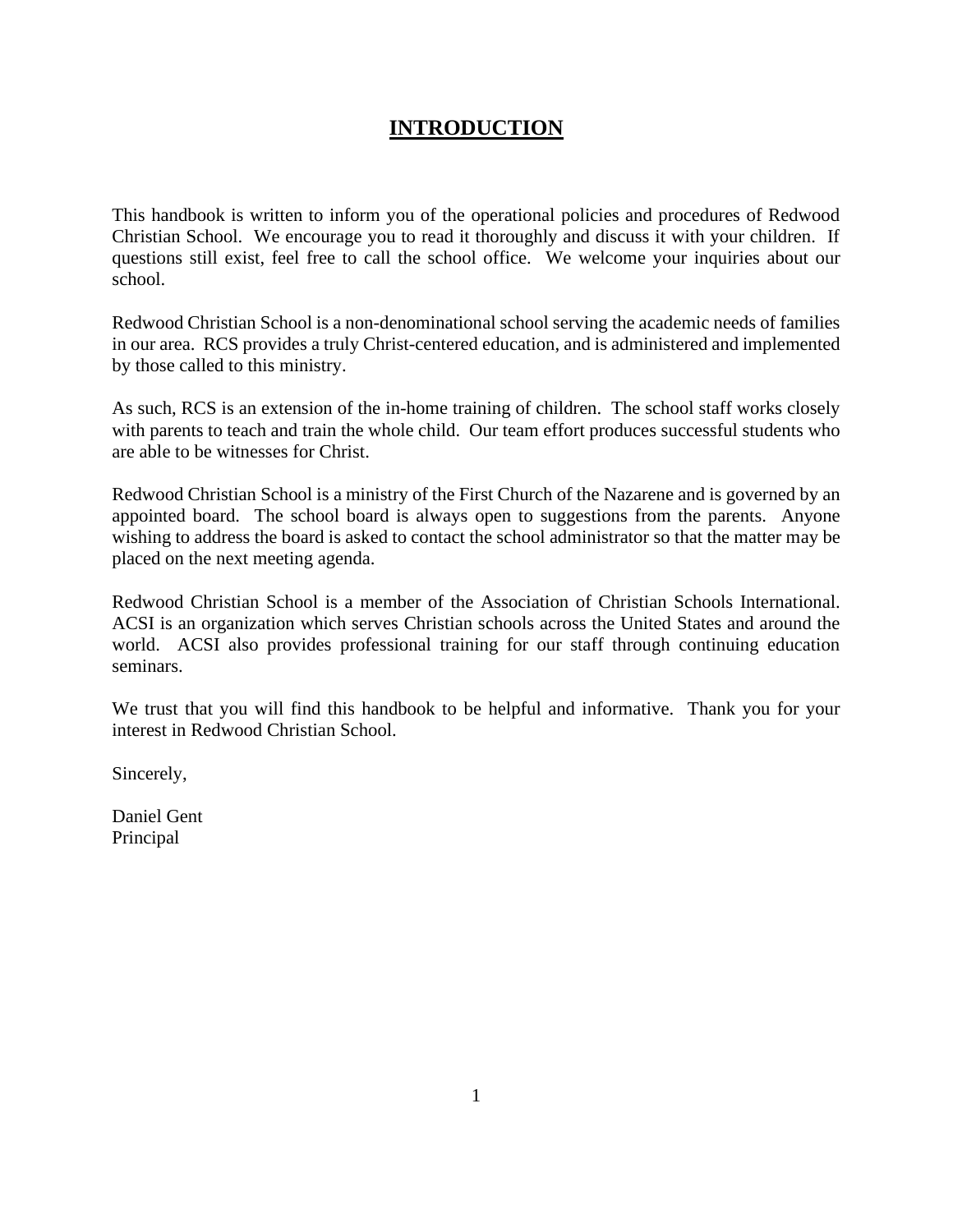# INTRODUCTION

This handbook is written to inform you of the operational policies and procedures of Redwood Christian School. We encourage you to read it thoroughly and discuss it with your children. If questions still exist, feel free to call the school office. We welcome your inquiries about our school.

Redwood Christian School is a non-denominational school serving the academic needs of families in our area. RCS provides a truly Christ-centered education, and is administered and implemented by those called to this ministry.

As such, RCS is an extension of the in-home training of children. The school staff works closely with parents to teach and train the whole child. Our team effort produces successful students who are able to be witnesses for Christ.

Redwood Christian School is a ministry of the First Church of the Nazarene and is governed by an appointed board. The school board is always open to suggestions from the parents. Anyone wishing to address the board is asked to contact the school administrator so that the matter may be placed on the next meeting agenda.

Redwood Christian School is a member of the Association of Christian Schools International. ACSI is an organization which serves Christian schools across the United States and around the world. ACSI also provides professional training for our staff through continuing education seminars.

We trust that you will find this handbook to be helpful and informative. Thank you for your interest in Redwood Christian School.

Sincerely,

Daniel Gent
Principal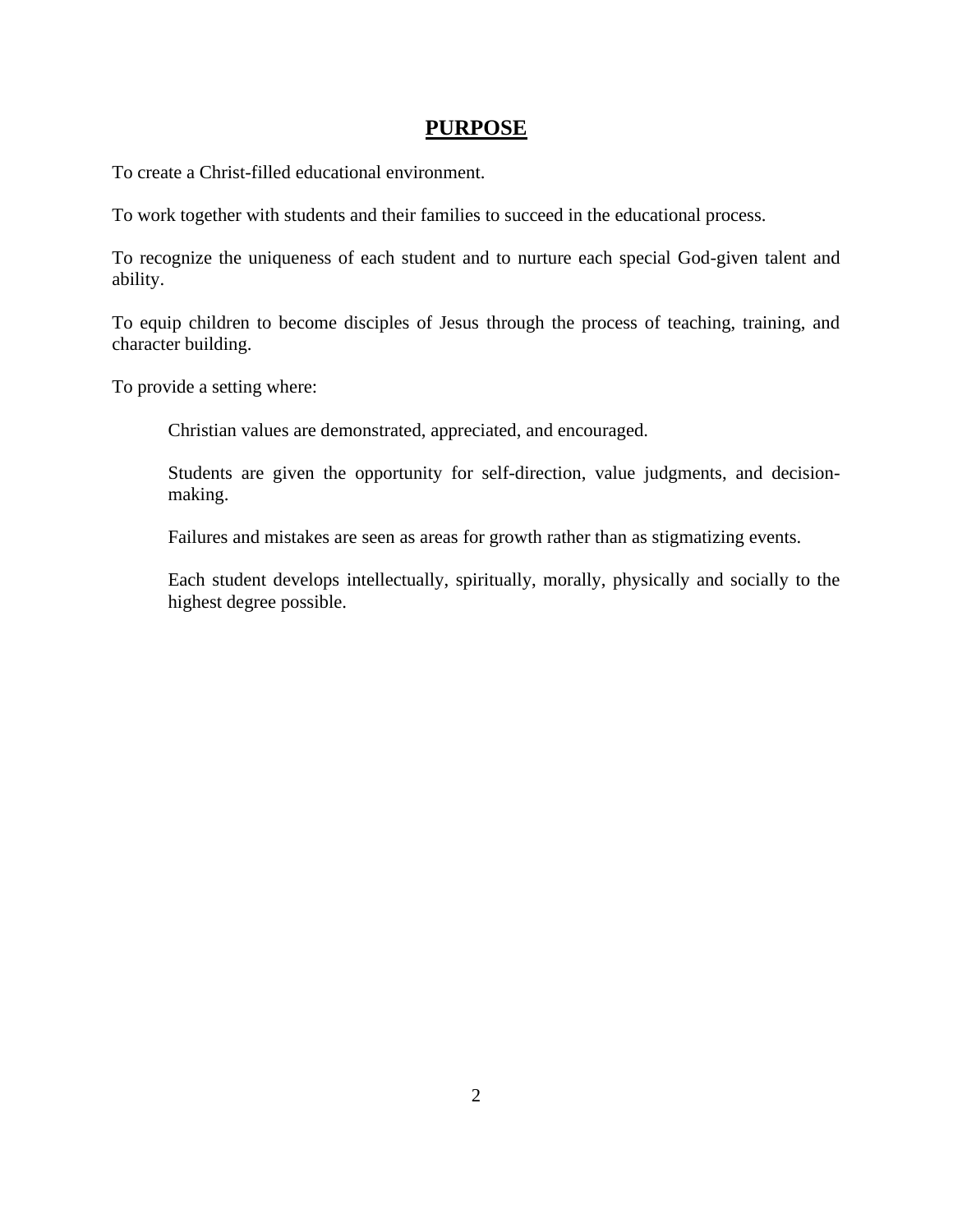# PURPOSE

To create a Christ-filled educational environment.

To work together with students and their families to succeed in the educational process.

To recognize the uniqueness of each student and to nurture each special God-given talent and ability.

To equip children to become disciples of Jesus through the process of teaching, training, and character building.

To provide a setting where:

> Christian values are demonstrated, appreciated, and encouraged.
>
> Students are given the opportunity for self-direction, value judgments, and decision-making.
>
> Failures and mistakes are seen as areas for growth rather than as stigmatizing events.
>
> Each student develops intellectually, spiritually, morally, physically and socially to the highest degree possible.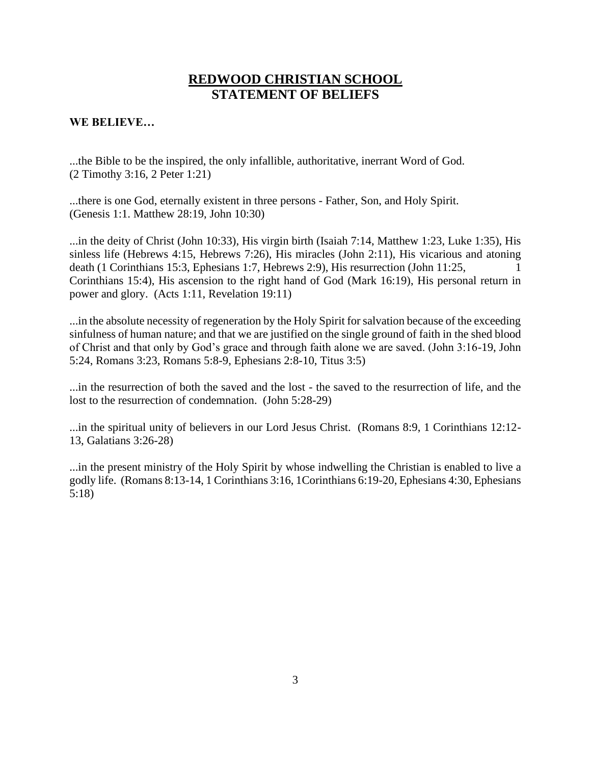# REDWOOD CHRISTIAN SCHOOL
# STATEMENT OF BELIEFS

**WE BELIEVE…**

...the Bible to be the inspired, the only infallible, authoritative, inerrant Word of God. (2 Timothy 3:16, 2 Peter 1:21)

...there is one God, eternally existent in three persons - Father, Son, and Holy Spirit. (Genesis 1:1. Matthew 28:19, John 10:30)

...in the deity of Christ (John 10:33), His virgin birth (Isaiah 7:14, Matthew 1:23, Luke 1:35), His sinless life (Hebrews 4:15, Hebrews 7:26), His miracles (John 2:11), His vicarious and atoning death (1 Corinthians 15:3, Ephesians 1:7, Hebrews 2:9), His resurrection (John 11:25, 1 Corinthians 15:4), His ascension to the right hand of God (Mark 16:19), His personal return in power and glory. (Acts 1:11, Revelation 19:11)

...in the absolute necessity of regeneration by the Holy Spirit for salvation because of the exceeding sinfulness of human nature; and that we are justified on the single ground of faith in the shed blood of Christ and that only by God's grace and through faith alone we are saved. (John 3:16-19, John 5:24, Romans 3:23, Romans 5:8-9, Ephesians 2:8-10, Titus 3:5)

...in the resurrection of both the saved and the lost - the saved to the resurrection of life, and the lost to the resurrection of condemnation. (John 5:28-29)

...in the spiritual unity of believers in our Lord Jesus Christ. (Romans 8:9, 1 Corinthians 12:12-13, Galatians 3:26-28)

...in the present ministry of the Holy Spirit by whose indwelling the Christian is enabled to live a godly life. (Romans 8:13-14, 1 Corinthians 3:16, 1Corinthians 6:19-20, Ephesians 4:30, Ephesians 5:18)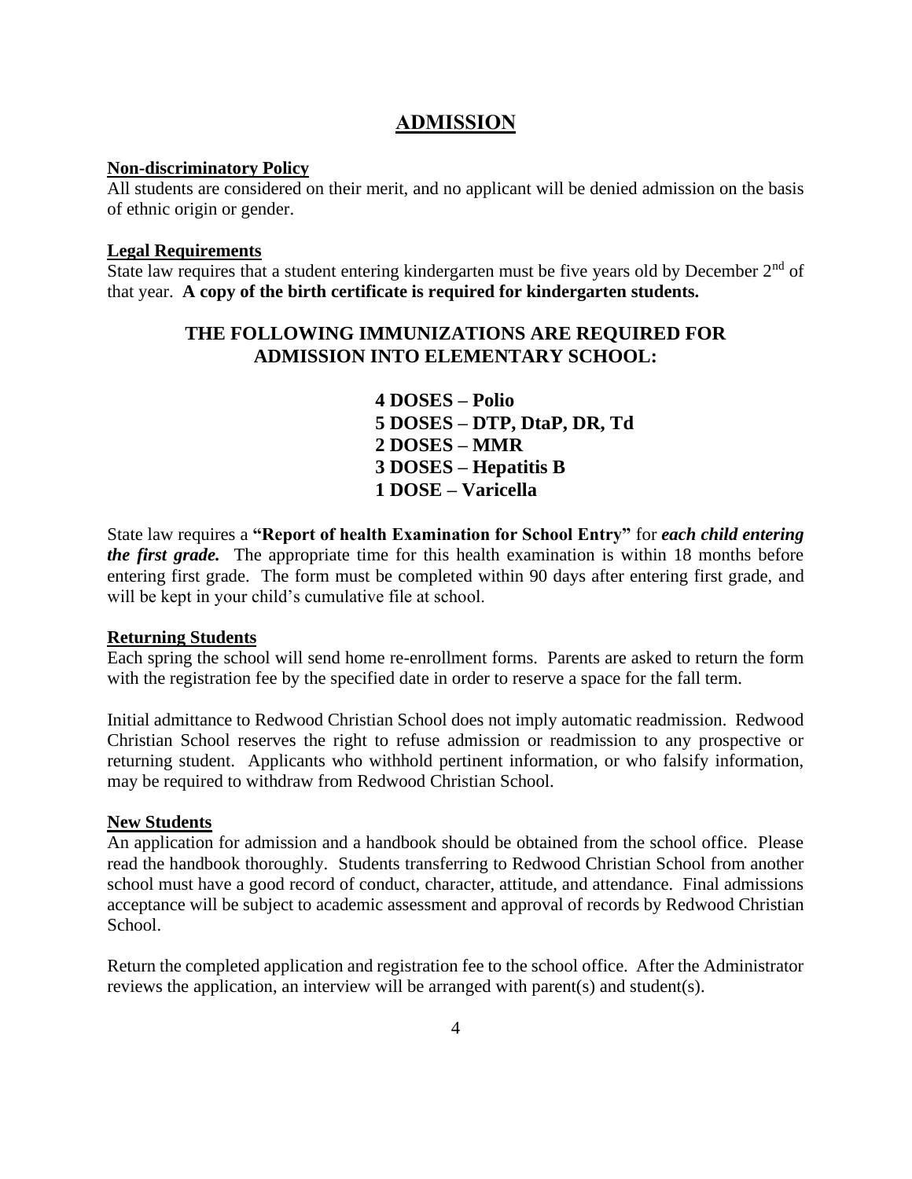# ADMISSION

**Non-discriminatory Policy**

All students are considered on their merit, and no applicant will be denied admission on the basis of ethnic origin or gender.

**Legal Requirements**

State law requires that a student entering kindergarten must be five years old by December 2nd of that year. **A copy of the birth certificate is required for kindergarten students.**

## THE FOLLOWING IMMUNIZATIONS ARE REQUIRED FOR ADMISSION INTO ELEMENTARY SCHOOL:

**4 DOSES – Polio**
**5 DOSES – DTP, DtaP, DR, Td**
**2 DOSES – MMR**
**3 DOSES – Hepatitis B**
**1 DOSE – Varicella**

State law requires a **"Report of health Examination for School Entry"** for ***each child entering the first grade.*** The appropriate time for this health examination is within 18 months before entering first grade. The form must be completed within 90 days after entering first grade, and will be kept in your child's cumulative file at school.

**Returning Students**

Each spring the school will send home re-enrollment forms. Parents are asked to return the form with the registration fee by the specified date in order to reserve a space for the fall term.

Initial admittance to Redwood Christian School does not imply automatic readmission. Redwood Christian School reserves the right to refuse admission or readmission to any prospective or returning student. Applicants who withhold pertinent information, or who falsify information, may be required to withdraw from Redwood Christian School.

**New Students**

An application for admission and a handbook should be obtained from the school office. Please read the handbook thoroughly. Students transferring to Redwood Christian School from another school must have a good record of conduct, character, attitude, and attendance. Final admissions acceptance will be subject to academic assessment and approval of records by Redwood Christian School.

Return the completed application and registration fee to the school office. After the Administrator reviews the application, an interview will be arranged with parent(s) and student(s).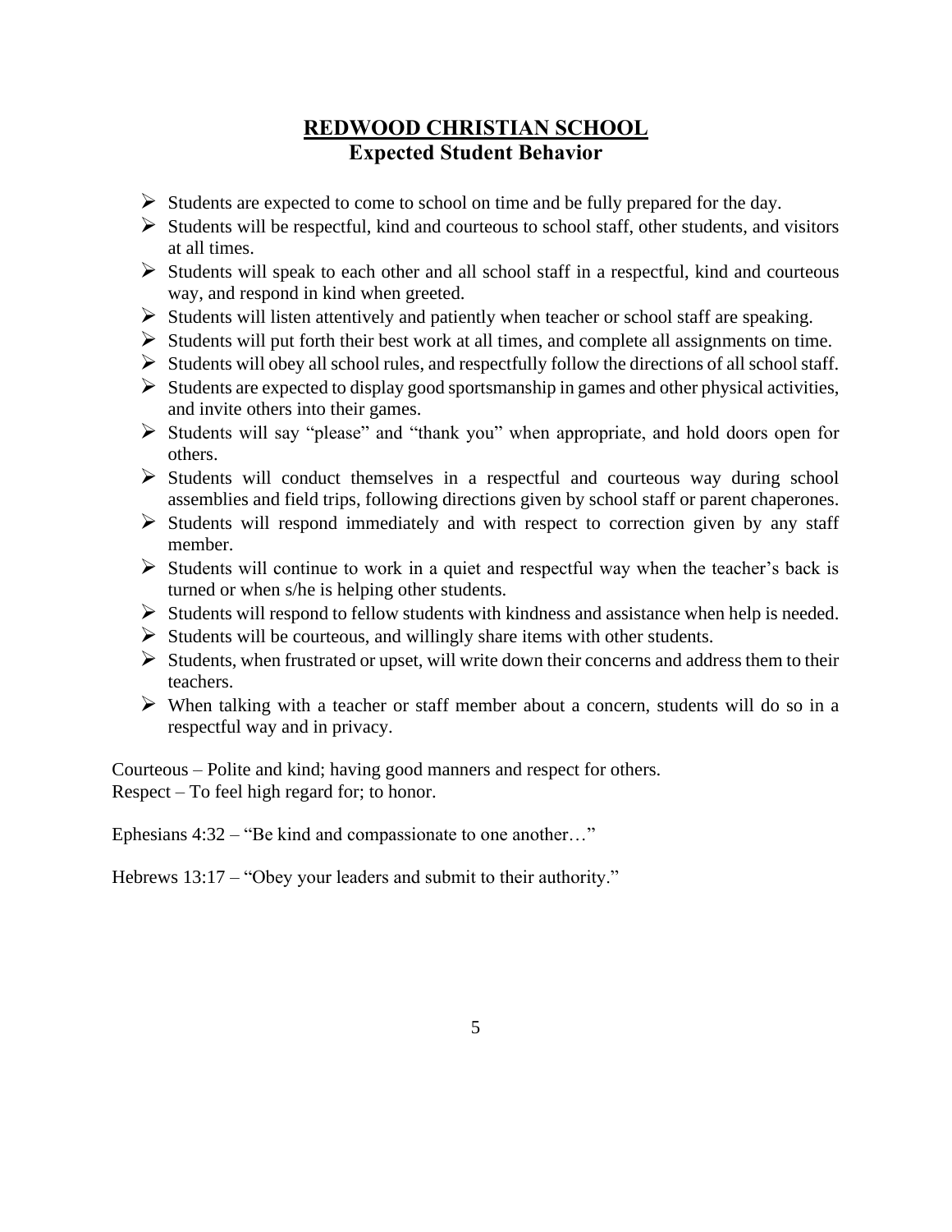# REDWOOD CHRISTIAN SCHOOL
## Expected Student Behavior

- Students are expected to come to school on time and be fully prepared for the day.
- Students will be respectful, kind and courteous to school staff, other students, and visitors at all times.
- Students will speak to each other and all school staff in a respectful, kind and courteous way, and respond in kind when greeted.
- Students will listen attentively and patiently when teacher or school staff are speaking.
- Students will put forth their best work at all times, and complete all assignments on time.
- Students will obey all school rules, and respectfully follow the directions of all school staff.
- Students are expected to display good sportsmanship in games and other physical activities, and invite others into their games.
- Students will say "please" and "thank you" when appropriate, and hold doors open for others.
- Students will conduct themselves in a respectful and courteous way during school assemblies and field trips, following directions given by school staff or parent chaperones.
- Students will respond immediately and with respect to correction given by any staff member.
- Students will continue to work in a quiet and respectful way when the teacher's back is turned or when s/he is helping other students.
- Students will respond to fellow students with kindness and assistance when help is needed.
- Students will be courteous, and willingly share items with other students.
- Students, when frustrated or upset, will write down their concerns and address them to their teachers.
- When talking with a teacher or staff member about a concern, students will do so in a respectful way and in privacy.

Courteous – Polite and kind; having good manners and respect for others.
Respect – To feel high regard for; to honor.

Ephesians 4:32 – "Be kind and compassionate to one another…"

Hebrews 13:17 – "Obey your leaders and submit to their authority."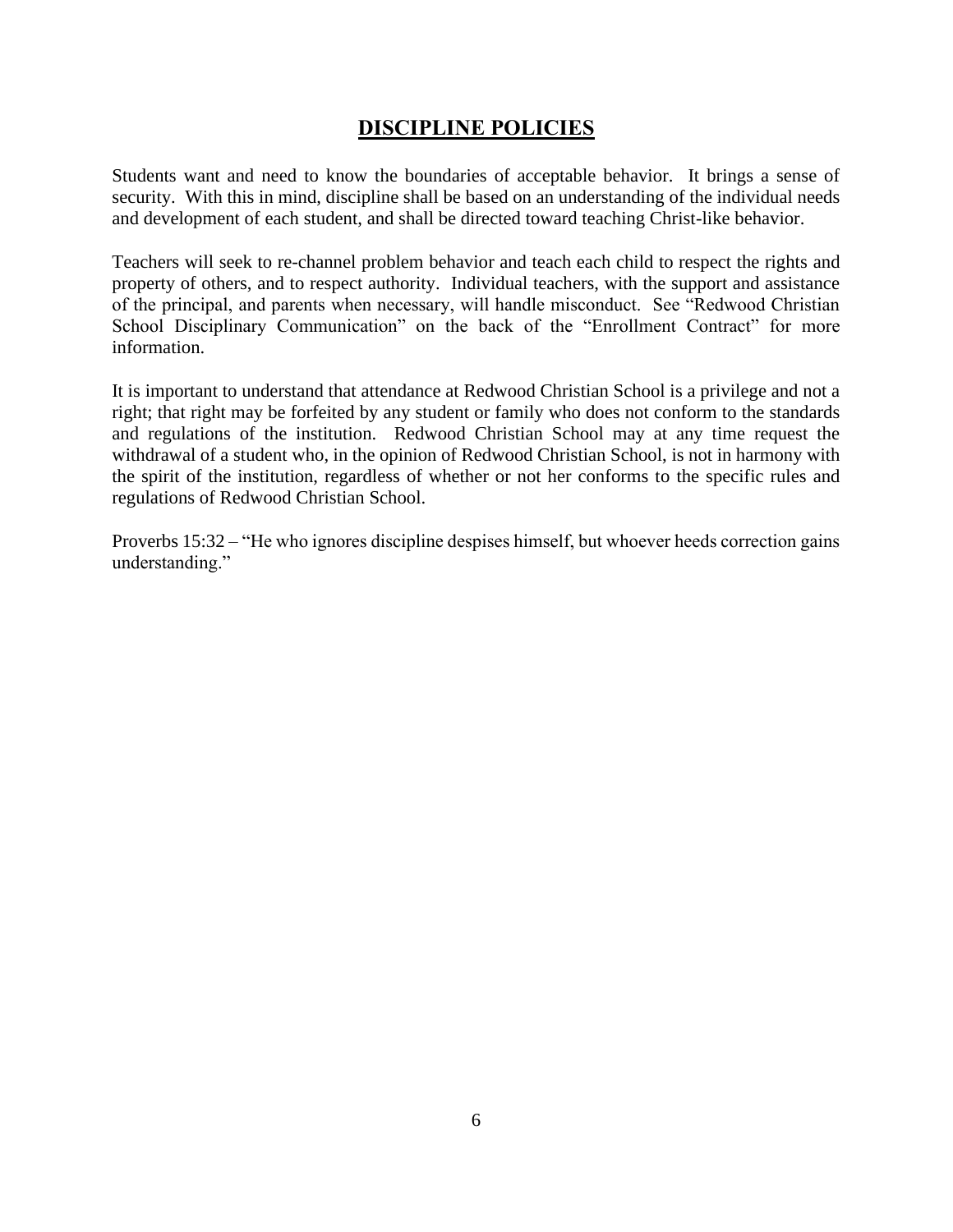# DISCIPLINE POLICIES

Students want and need to know the boundaries of acceptable behavior. It brings a sense of security. With this in mind, discipline shall be based on an understanding of the individual needs and development of each student, and shall be directed toward teaching Christ-like behavior.

Teachers will seek to re-channel problem behavior and teach each child to respect the rights and property of others, and to respect authority. Individual teachers, with the support and assistance of the principal, and parents when necessary, will handle misconduct. See "Redwood Christian School Disciplinary Communication" on the back of the "Enrollment Contract" for more information.

It is important to understand that attendance at Redwood Christian School is a privilege and not a right; that right may be forfeited by any student or family who does not conform to the standards and regulations of the institution. Redwood Christian School may at any time request the withdrawal of a student who, in the opinion of Redwood Christian School, is not in harmony with the spirit of the institution, regardless of whether or not her conforms to the specific rules and regulations of Redwood Christian School.

Proverbs 15:32 – "He who ignores discipline despises himself, but whoever heeds correction gains understanding."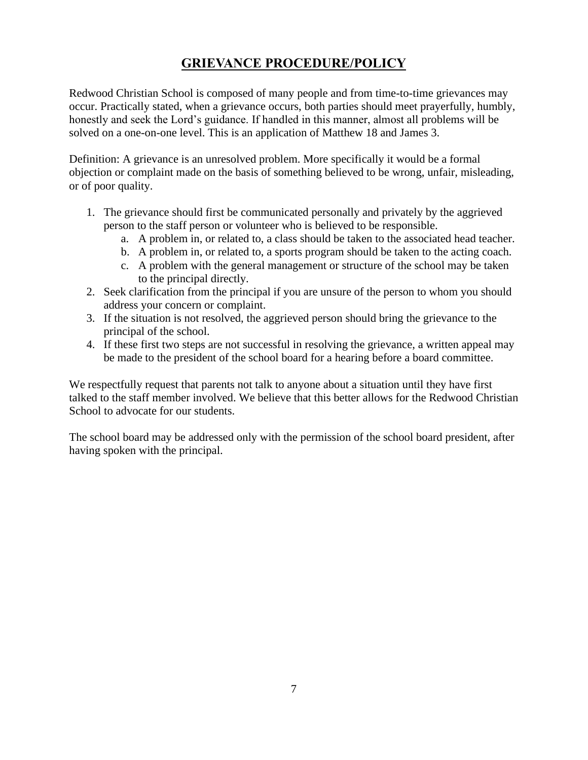## GRIEVANCE PROCEDURE/POLICY

Redwood Christian School is composed of many people and from time-to-time grievances may occur. Practically stated, when a grievance occurs, both parties should meet prayerfully, humbly, honestly and seek the Lord's guidance. If handled in this manner, almost all problems will be solved on a one-on-one level. This is an application of Matthew 18 and James 3.

Definition: A grievance is an unresolved problem. More specifically it would be a formal objection or complaint made on the basis of something believed to be wrong, unfair, misleading, or of poor quality.

1. The grievance should first be communicated personally and privately by the aggrieved person to the staff person or volunteer who is believed to be responsible.
    a. A problem in, or related to, a class should be taken to the associated head teacher.
    b. A problem in, or related to, a sports program should be taken to the acting coach.
    c. A problem with the general management or structure of the school may be taken to the principal directly.
2. Seek clarification from the principal if you are unsure of the person to whom you should address your concern or complaint.
3. If the situation is not resolved, the aggrieved person should bring the grievance to the principal of the school.
4. If these first two steps are not successful in resolving the grievance, a written appeal may be made to the president of the school board for a hearing before a board committee.

We respectfully request that parents not talk to anyone about a situation until they have first talked to the staff member involved. We believe that this better allows for the Redwood Christian School to advocate for our students.

The school board may be addressed only with the permission of the school board president, after having spoken with the principal.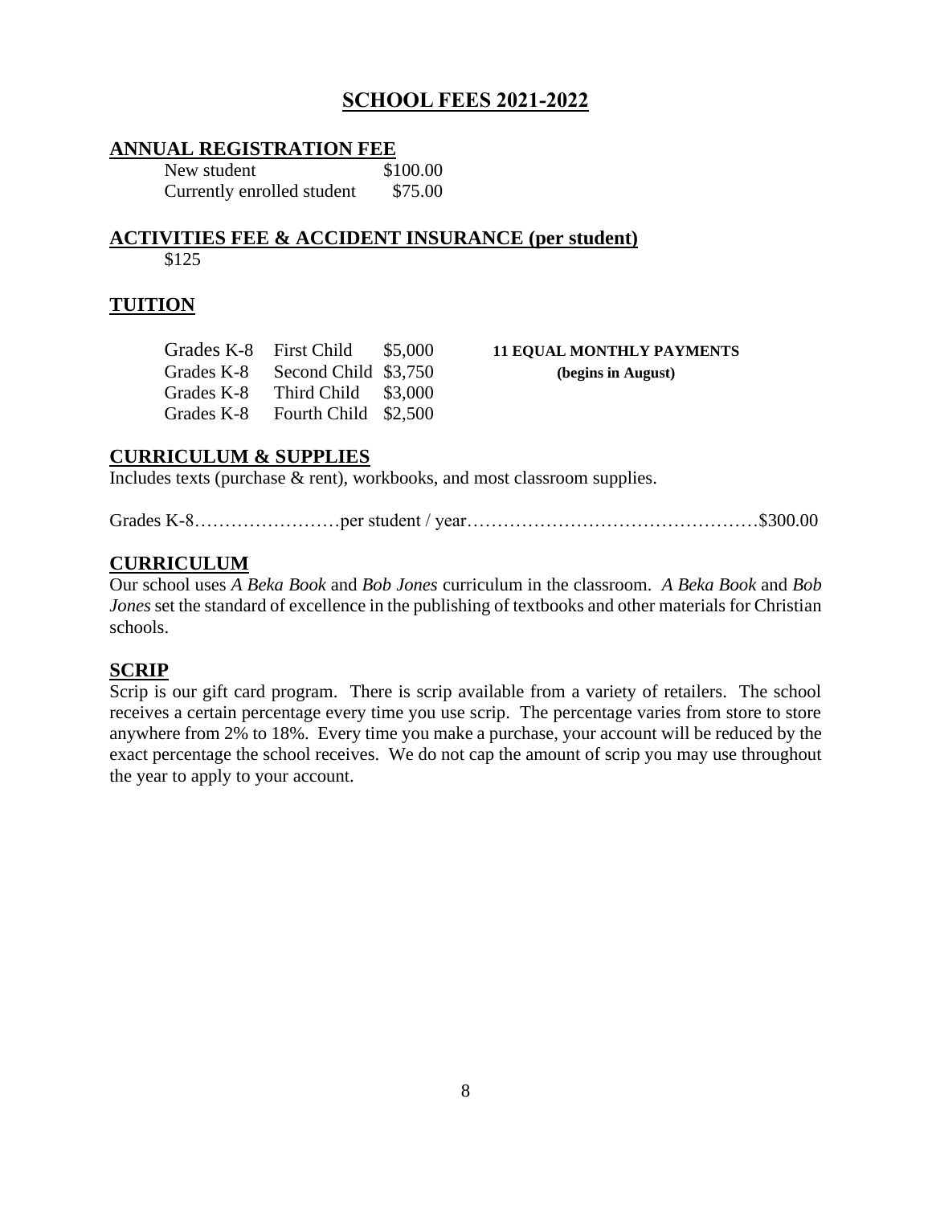# SCHOOL FEES 2021-2022

## ANNUAL REGISTRATION FEE

| | |
|---|---|
| New student | \$100.00 |
| Currently enrolled student | \$75.00 |

## ACTIVITIES FEE & ACCIDENT INSURANCE (per student)

\$125

## TUITION

| | | |
|---|---|---|
| Grades K-8 | First Child | \$5,000 |
| Grades K-8 | Second Child | \$3,750 |
| Grades K-8 | Third Child | \$3,000 |
| Grades K-8 | Fourth Child | \$2,500 |

**11 EQUAL MONTHLY PAYMENTS**
**(begins in August)**

## CURRICULUM & SUPPLIES

Includes texts (purchase & rent), workbooks, and most classroom supplies.

Grades K-8……………………per student / year…………………………………………\$300.00

## CURRICULUM

Our school uses *A Beka Book* and *Bob Jones* curriculum in the classroom. *A Beka Book* and *Bob Jones* set the standard of excellence in the publishing of textbooks and other materials for Christian schools.

## SCRIP

Scrip is our gift card program. There is scrip available from a variety of retailers. The school receives a certain percentage every time you use scrip. The percentage varies from store to store anywhere from 2% to 18%. Every time you make a purchase, your account will be reduced by the exact percentage the school receives. We do not cap the amount of scrip you may use throughout the year to apply to your account.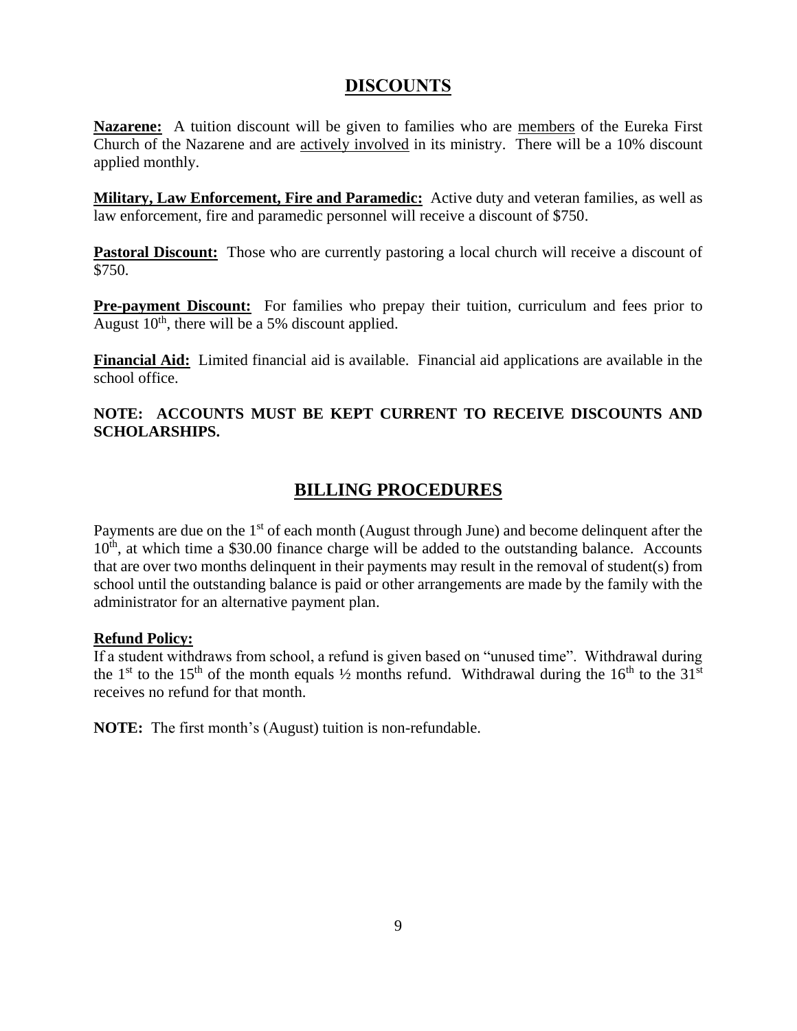# DISCOUNTS

**Nazarene:** A tuition discount will be given to families who are members of the Eureka First Church of the Nazarene and are actively involved in its ministry. There will be a 10% discount applied monthly.

**Military, Law Enforcement, Fire and Paramedic:** Active duty and veteran families, as well as law enforcement, fire and paramedic personnel will receive a discount of $750.

**Pastoral Discount:** Those who are currently pastoring a local church will receive a discount of $750.

**Pre-payment Discount:** For families who prepay their tuition, curriculum and fees prior to August 10th, there will be a 5% discount applied.

**Financial Aid:** Limited financial aid is available. Financial aid applications are available in the school office.

**NOTE: ACCOUNTS MUST BE KEPT CURRENT TO RECEIVE DISCOUNTS AND SCHOLARSHIPS.**

# BILLING PROCEDURES

Payments are due on the 1st of each month (August through June) and become delinquent after the 10th, at which time a $30.00 finance charge will be added to the outstanding balance. Accounts that are over two months delinquent in their payments may result in the removal of student(s) from school until the outstanding balance is paid or other arrangements are made by the family with the administrator for an alternative payment plan.

**Refund Policy:**

If a student withdraws from school, a refund is given based on "unused time". Withdrawal during the 1st to the 15th of the month equals ½ months refund. Withdrawal during the 16th to the 31st receives no refund for that month.

**NOTE:** The first month's (August) tuition is non-refundable.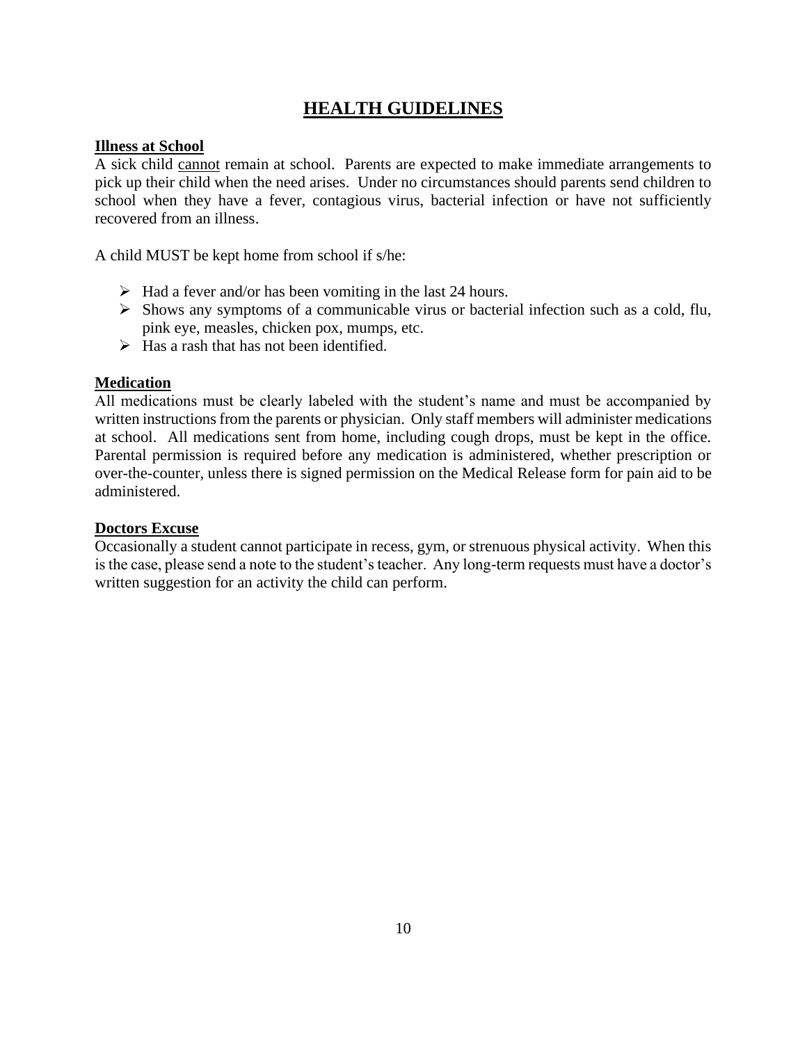# HEALTH GUIDELINES

**Illness at School**

A sick child cannot remain at school. Parents are expected to make immediate arrangements to pick up their child when the need arises. Under no circumstances should parents send children to school when they have a fever, contagious virus, bacterial infection or have not sufficiently recovered from an illness.

A child MUST be kept home from school if s/he:

- Had a fever and/or has been vomiting in the last 24 hours.
- Shows any symptoms of a communicable virus or bacterial infection such as a cold, flu, pink eye, measles, chicken pox, mumps, etc.
- Has a rash that has not been identified.

**Medication**

All medications must be clearly labeled with the student's name and must be accompanied by written instructions from the parents or physician. Only staff members will administer medications at school. All medications sent from home, including cough drops, must be kept in the office. Parental permission is required before any medication is administered, whether prescription or over-the-counter, unless there is signed permission on the Medical Release form for pain aid to be administered.

**Doctors Excuse**

Occasionally a student cannot participate in recess, gym, or strenuous physical activity. When this is the case, please send a note to the student's teacher. Any long-term requests must have a doctor's written suggestion for an activity the child can perform.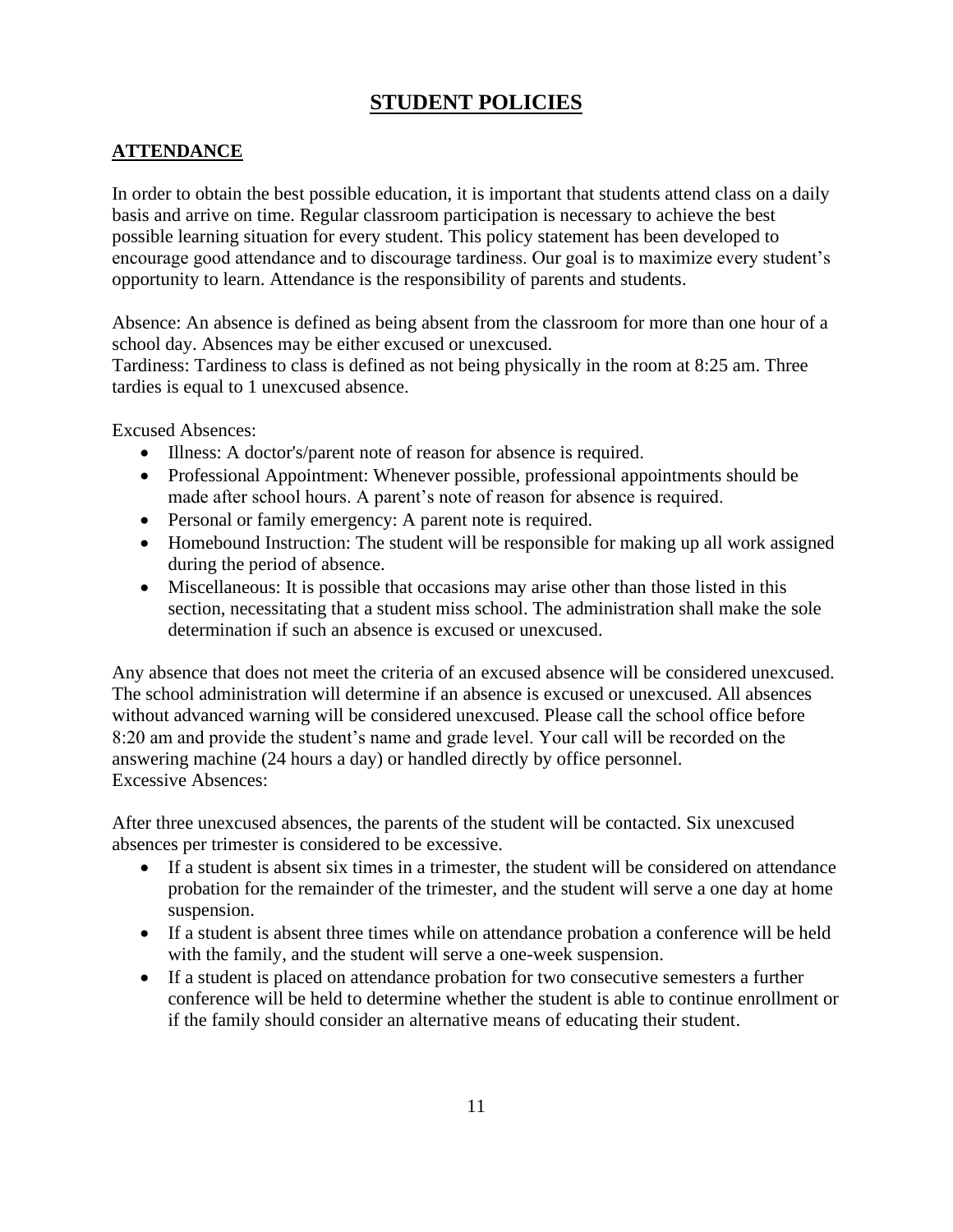# STUDENT POLICIES

## ATTENDANCE

In order to obtain the best possible education, it is important that students attend class on a daily basis and arrive on time. Regular classroom participation is necessary to achieve the best possible learning situation for every student. This policy statement has been developed to encourage good attendance and to discourage tardiness. Our goal is to maximize every student's opportunity to learn. Attendance is the responsibility of parents and students.

Absence: An absence is defined as being absent from the classroom for more than one hour of a school day. Absences may be either excused or unexcused.
Tardiness: Tardiness to class is defined as not being physically in the room at 8:25 am. Three tardies is equal to 1 unexcused absence.

Excused Absences:

- Illness: A doctor's/parent note of reason for absence is required.
- Professional Appointment: Whenever possible, professional appointments should be made after school hours. A parent's note of reason for absence is required.
- Personal or family emergency: A parent note is required.
- Homebound Instruction: The student will be responsible for making up all work assigned during the period of absence.
- Miscellaneous: It is possible that occasions may arise other than those listed in this section, necessitating that a student miss school. The administration shall make the sole determination if such an absence is excused or unexcused.

Any absence that does not meet the criteria of an excused absence will be considered unexcused. The school administration will determine if an absence is excused or unexcused. All absences without advanced warning will be considered unexcused. Please call the school office before 8:20 am and provide the student's name and grade level. Your call will be recorded on the answering machine (24 hours a day) or handled directly by office personnel.
Excessive Absences:

After three unexcused absences, the parents of the student will be contacted. Six unexcused absences per trimester is considered to be excessive.

- If a student is absent six times in a trimester, the student will be considered on attendance probation for the remainder of the trimester, and the student will serve a one day at home suspension.
- If a student is absent three times while on attendance probation a conference will be held with the family, and the student will serve a one-week suspension.
- If a student is placed on attendance probation for two consecutive semesters a further conference will be held to determine whether the student is able to continue enrollment or if the family should consider an alternative means of educating their student.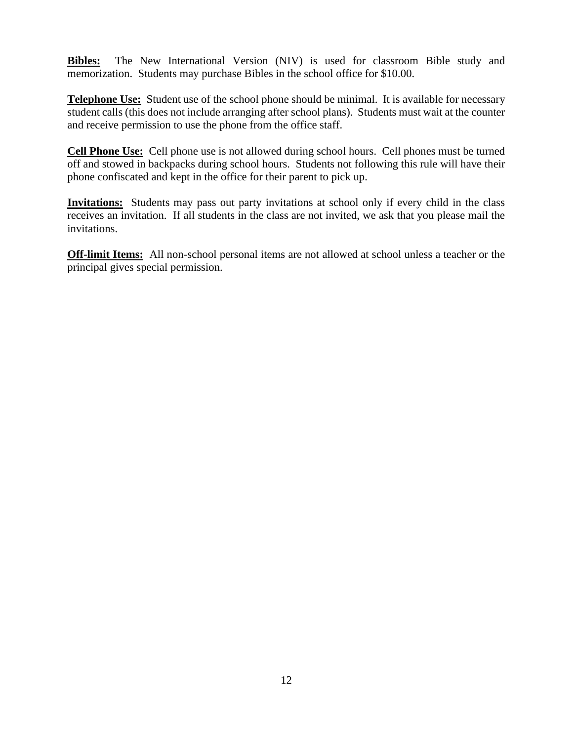**Bibles:** The New International Version (NIV) is used for classroom Bible study and memorization. Students may purchase Bibles in the school office for $10.00.

**Telephone Use:** Student use of the school phone should be minimal. It is available for necessary student calls (this does not include arranging after school plans). Students must wait at the counter and receive permission to use the phone from the office staff.

**Cell Phone Use:** Cell phone use is not allowed during school hours. Cell phones must be turned off and stowed in backpacks during school hours. Students not following this rule will have their phone confiscated and kept in the office for their parent to pick up.

**Invitations:** Students may pass out party invitations at school only if every child in the class receives an invitation. If all students in the class are not invited, we ask that you please mail the invitations.

**Off-limit Items:** All non-school personal items are not allowed at school unless a teacher or the principal gives special permission.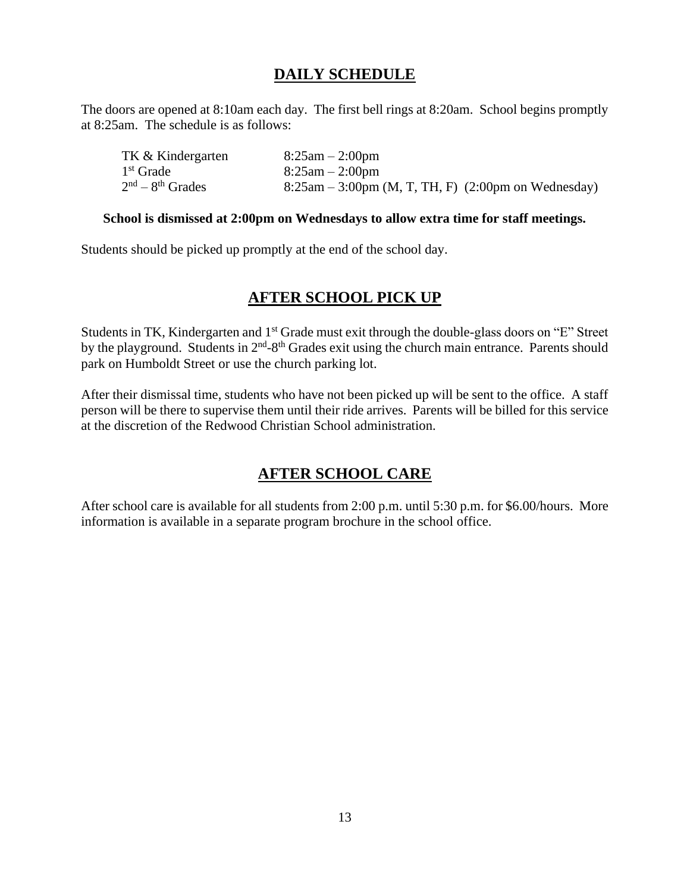## DAILY SCHEDULE

The doors are opened at 8:10am each day. The first bell rings at 8:20am. School begins promptly at 8:25am. The schedule is as follows:

| | |
|---|---|
| TK & Kindergarten | 8:25am – 2:00pm |
| 1st Grade | 8:25am – 2:00pm |
| 2nd – 8th Grades | 8:25am – 3:00pm (M, T, TH, F) (2:00pm on Wednesday) |

**School is dismissed at 2:00pm on Wednesdays to allow extra time for staff meetings.**

Students should be picked up promptly at the end of the school day.

## AFTER SCHOOL PICK UP

Students in TK, Kindergarten and 1st Grade must exit through the double-glass doors on "E" Street by the playground. Students in 2nd-8th Grades exit using the church main entrance. Parents should park on Humboldt Street or use the church parking lot.

After their dismissal time, students who have not been picked up will be sent to the office. A staff person will be there to supervise them until their ride arrives. Parents will be billed for this service at the discretion of the Redwood Christian School administration.

## AFTER SCHOOL CARE

After school care is available for all students from 2:00 p.m. until 5:30 p.m. for $6.00/hours. More information is available in a separate program brochure in the school office.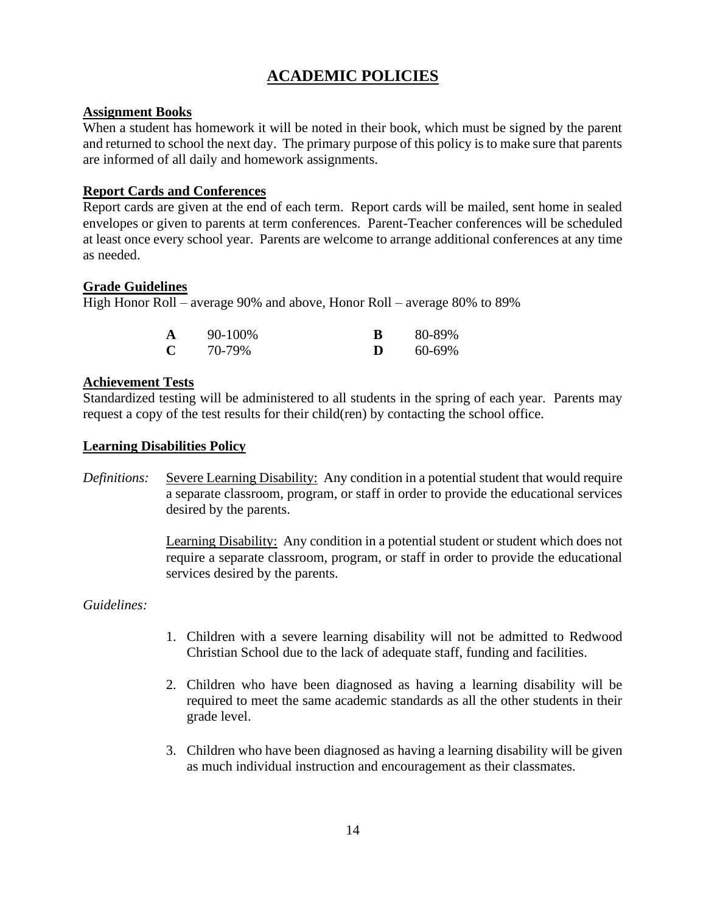# ACADEMIC POLICIES

**Assignment Books**

When a student has homework it will be noted in their book, which must be signed by the parent and returned to school the next day. The primary purpose of this policy is to make sure that parents are informed of all daily and homework assignments.

**Report Cards and Conferences**

Report cards are given at the end of each term. Report cards will be mailed, sent home in sealed envelopes or given to parents at term conferences. Parent-Teacher conferences will be scheduled at least once every school year. Parents are welcome to arrange additional conferences at any time as needed.

**Grade Guidelines**

High Honor Roll – average 90% and above, Honor Roll – average 80% to 89%

| | | | |
|---|---|---|---|
| **A** | 90-100% | **B** | 80-89% |
| **C** | 70-79% | **D** | 60-69% |

**Achievement Tests**

Standardized testing will be administered to all students in the spring of each year. Parents may request a copy of the test results for their child(ren) by contacting the school office.

**Learning Disabilities Policy**

*Definitions:* Severe Learning Disability: Any condition in a potential student that would require a separate classroom, program, or staff in order to provide the educational services desired by the parents.

Learning Disability: Any condition in a potential student or student which does not require a separate classroom, program, or staff in order to provide the educational services desired by the parents.

*Guidelines:*

1. Children with a severe learning disability will not be admitted to Redwood Christian School due to the lack of adequate staff, funding and facilities.
2. Children who have been diagnosed as having a learning disability will be required to meet the same academic standards as all the other students in their grade level.
3. Children who have been diagnosed as having a learning disability will be given as much individual instruction and encouragement as their classmates.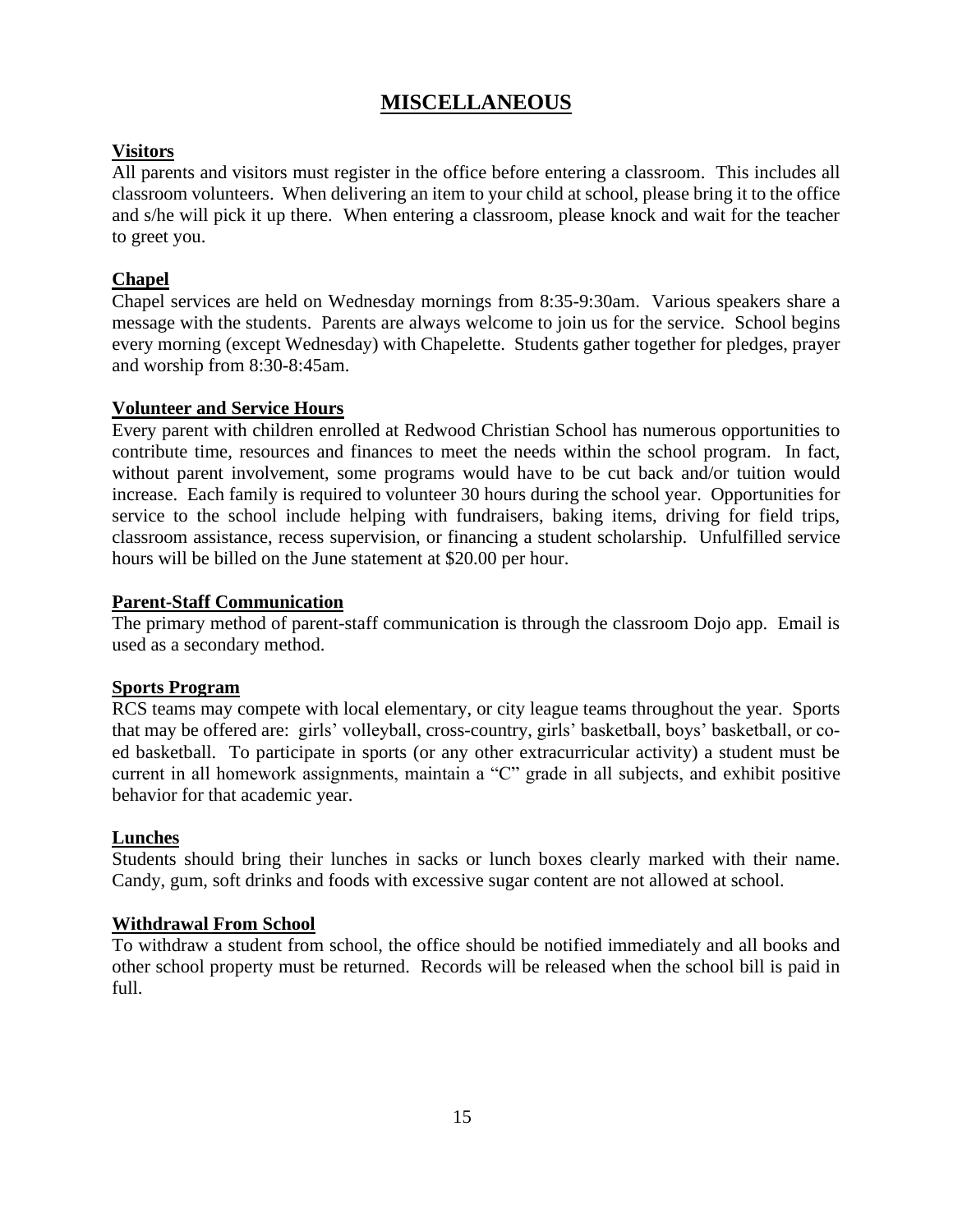# MISCELLANEOUS

### Visitors

All parents and visitors must register in the office before entering a classroom. This includes all classroom volunteers. When delivering an item to your child at school, please bring it to the office and s/he will pick it up there. When entering a classroom, please knock and wait for the teacher to greet you.

### Chapel

Chapel services are held on Wednesday mornings from 8:35-9:30am. Various speakers share a message with the students. Parents are always welcome to join us for the service. School begins every morning (except Wednesday) with Chapelette. Students gather together for pledges, prayer and worship from 8:30-8:45am.

### Volunteer and Service Hours

Every parent with children enrolled at Redwood Christian School has numerous opportunities to contribute time, resources and finances to meet the needs within the school program. In fact, without parent involvement, some programs would have to be cut back and/or tuition would increase. Each family is required to volunteer 30 hours during the school year. Opportunities for service to the school include helping with fundraisers, baking items, driving for field trips, classroom assistance, recess supervision, or financing a student scholarship. Unfulfilled service hours will be billed on the June statement at $20.00 per hour.

### Parent-Staff Communication

The primary method of parent-staff communication is through the classroom Dojo app. Email is used as a secondary method.

### Sports Program

RCS teams may compete with local elementary, or city league teams throughout the year. Sports that may be offered are: girls' volleyball, cross-country, girls' basketball, boys' basketball, or co-ed basketball. To participate in sports (or any other extracurricular activity) a student must be current in all homework assignments, maintain a "C" grade in all subjects, and exhibit positive behavior for that academic year.

### Lunches

Students should bring their lunches in sacks or lunch boxes clearly marked with their name. Candy, gum, soft drinks and foods with excessive sugar content are not allowed at school.

### Withdrawal From School

To withdraw a student from school, the office should be notified immediately and all books and other school property must be returned. Records will be released when the school bill is paid in full.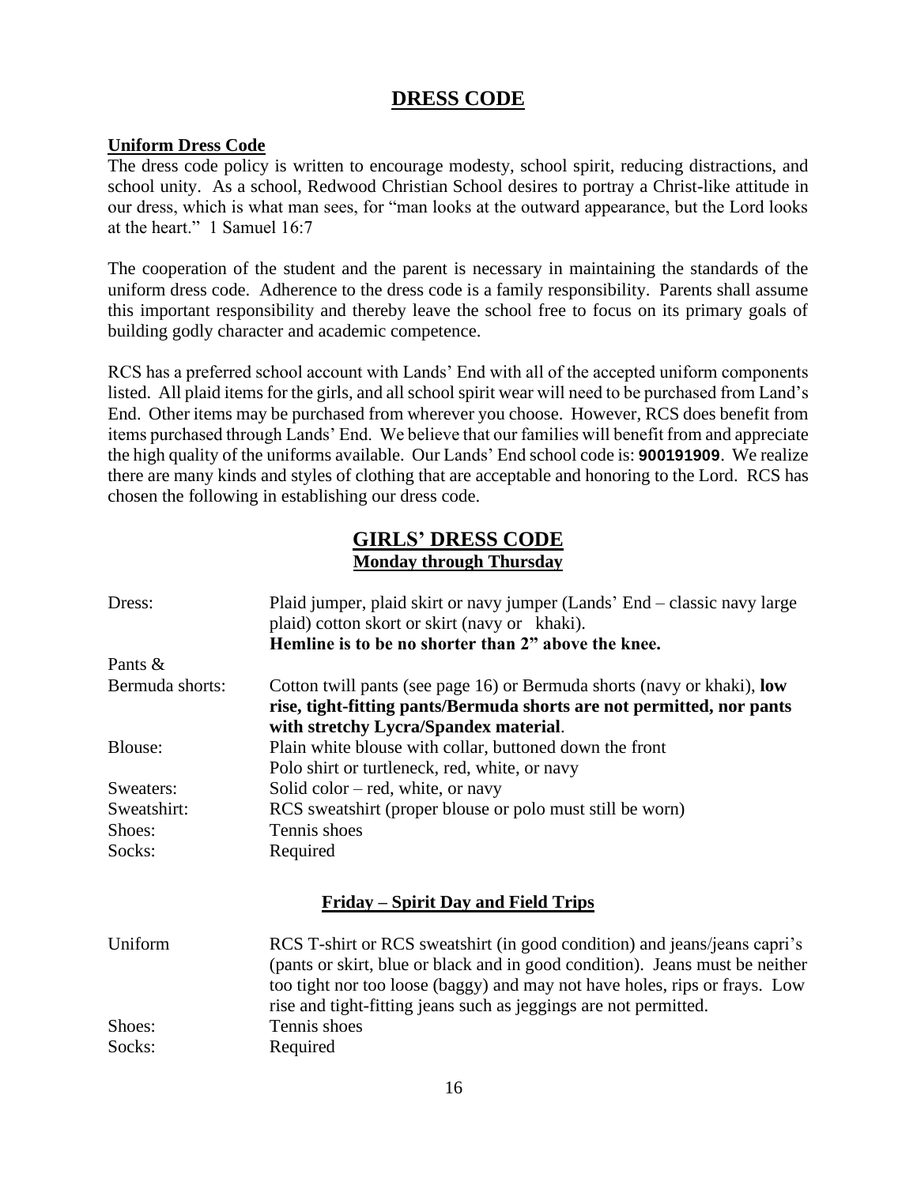# DRESS CODE

## Uniform Dress Code

The dress code policy is written to encourage modesty, school spirit, reducing distractions, and school unity. As a school, Redwood Christian School desires to portray a Christ-like attitude in our dress, which is what man sees, for "man looks at the outward appearance, but the Lord looks at the heart." 1 Samuel 16:7

The cooperation of the student and the parent is necessary in maintaining the standards of the uniform dress code. Adherence to the dress code is a family responsibility. Parents shall assume this important responsibility and thereby leave the school free to focus on its primary goals of building godly character and academic competence.

RCS has a preferred school account with Lands' End with all of the accepted uniform components listed. All plaid items for the girls, and all school spirit wear will need to be purchased from Land's End. Other items may be purchased from wherever you choose. However, RCS does benefit from items purchased through Lands' End. We believe that our families will benefit from and appreciate the high quality of the uniforms available. Our Lands' End school code is: **900191909**. We realize there are many kinds and styles of clothing that are acceptable and honoring to the Lord. RCS has chosen the following in establishing our dress code.

## GIRLS' DRESS CODE

### Monday through Thursday

| | |
|---|---|
| Dress: | Plaid jumper, plaid skirt or navy jumper (Lands' End – classic navy large plaid) cotton skort or skirt (navy or khaki). **Hemline is to be no shorter than 2" above the knee.** |
| Pants & Bermuda shorts: | Cotton twill pants (see page 16) or Bermuda shorts (navy or khaki), **low rise, tight-fitting pants/Bermuda shorts are not permitted, nor pants with stretchy Lycra/Spandex material**. |
| Blouse: | Plain white blouse with collar, buttoned down the front<br>Polo shirt or turtleneck, red, white, or navy |
| Sweaters: | Solid color – red, white, or navy |
| Sweatshirt: | RCS sweatshirt (proper blouse or polo must still be worn) |
| Shoes: | Tennis shoes |
| Socks: | Required |

### Friday – Spirit Day and Field Trips

| | |
|---|---|
| Uniform | RCS T-shirt or RCS sweatshirt (in good condition) and jeans/jeans capri's (pants or skirt, blue or black and in good condition). Jeans must be neither too tight nor too loose (baggy) and may not have holes, rips or frays. Low rise and tight-fitting jeans such as jeggings are not permitted. |
| Shoes: | Tennis shoes |
| Socks: | Required |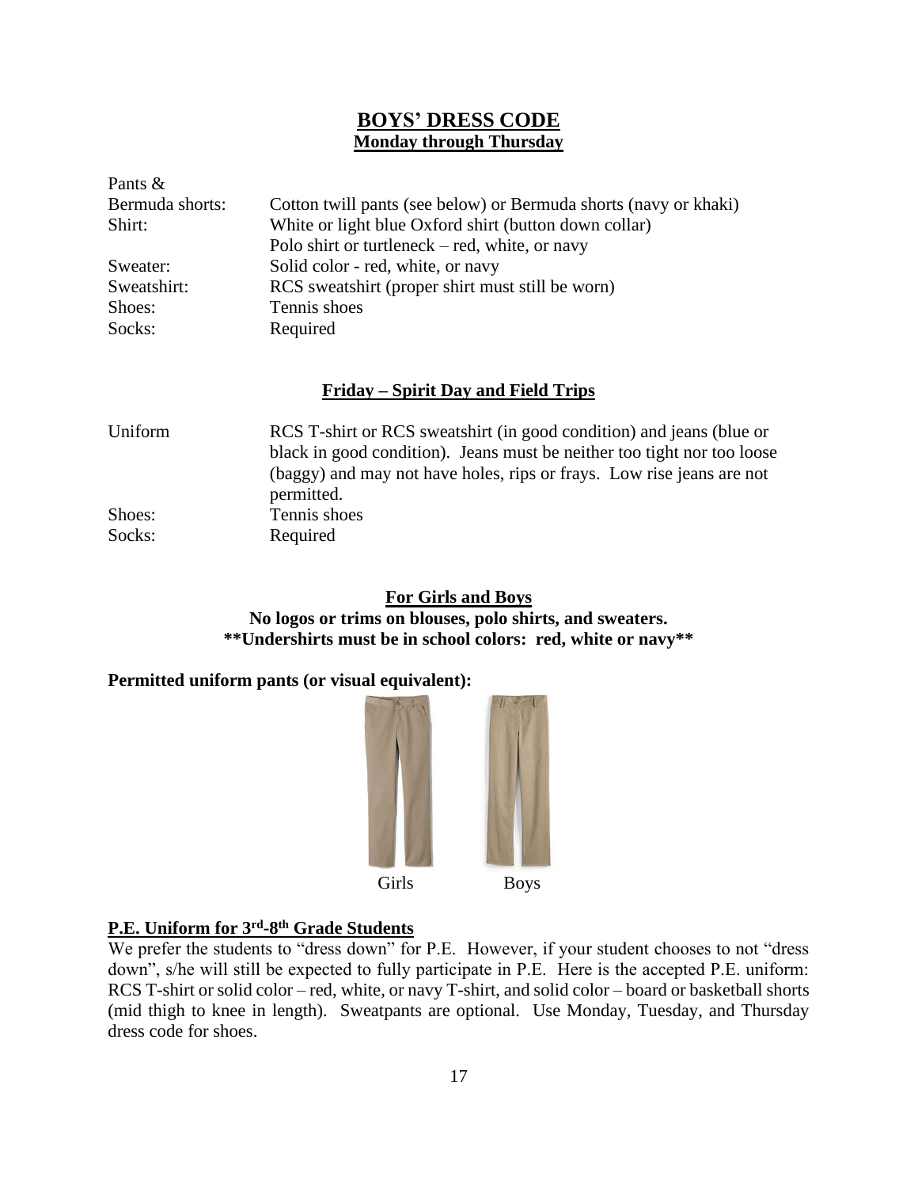## BOYS' DRESS CODE
### Monday through Thursday

| | |
|---|---|
| Pants & Bermuda shorts: | Cotton twill pants (see below) or Bermuda shorts (navy or khaki) |
| Shirt: | White or light blue Oxford shirt (button down collar) |
| | Polo shirt or turtleneck – red, white, or navy |
| Sweater: | Solid color - red, white, or navy |
| Sweatshirt: | RCS sweatshirt (proper shirt must still be worn) |
| Shoes: | Tennis shoes |
| Socks: | Required |

### Friday – Spirit Day and Field Trips

| | |
|---|---|
| Uniform | RCS T-shirt or RCS sweatshirt (in good condition) and jeans (blue or black in good condition). Jeans must be neither too tight nor too loose (baggy) and may not have holes, rips or frays. Low rise jeans are not permitted. |
| Shoes: | Tennis shoes |
| Socks: | Required |

### For Girls and Boys

**No logos or trims on blouses, polo shirts, and sweaters.**
**\*\*Undershirts must be in school colors: red, white or navy\*\***

**Permitted uniform pants (or visual equivalent):**

Girls Boys

### P.E. Uniform for 3rd-8th Grade Students

We prefer the students to "dress down" for P.E. However, if your student chooses to not "dress down", s/he will still be expected to fully participate in P.E. Here is the accepted P.E. uniform: RCS T-shirt or solid color – red, white, or navy T-shirt, and solid color – board or basketball shorts (mid thigh to knee in length). Sweatpants are optional. Use Monday, Tuesday, and Thursday dress code for shoes.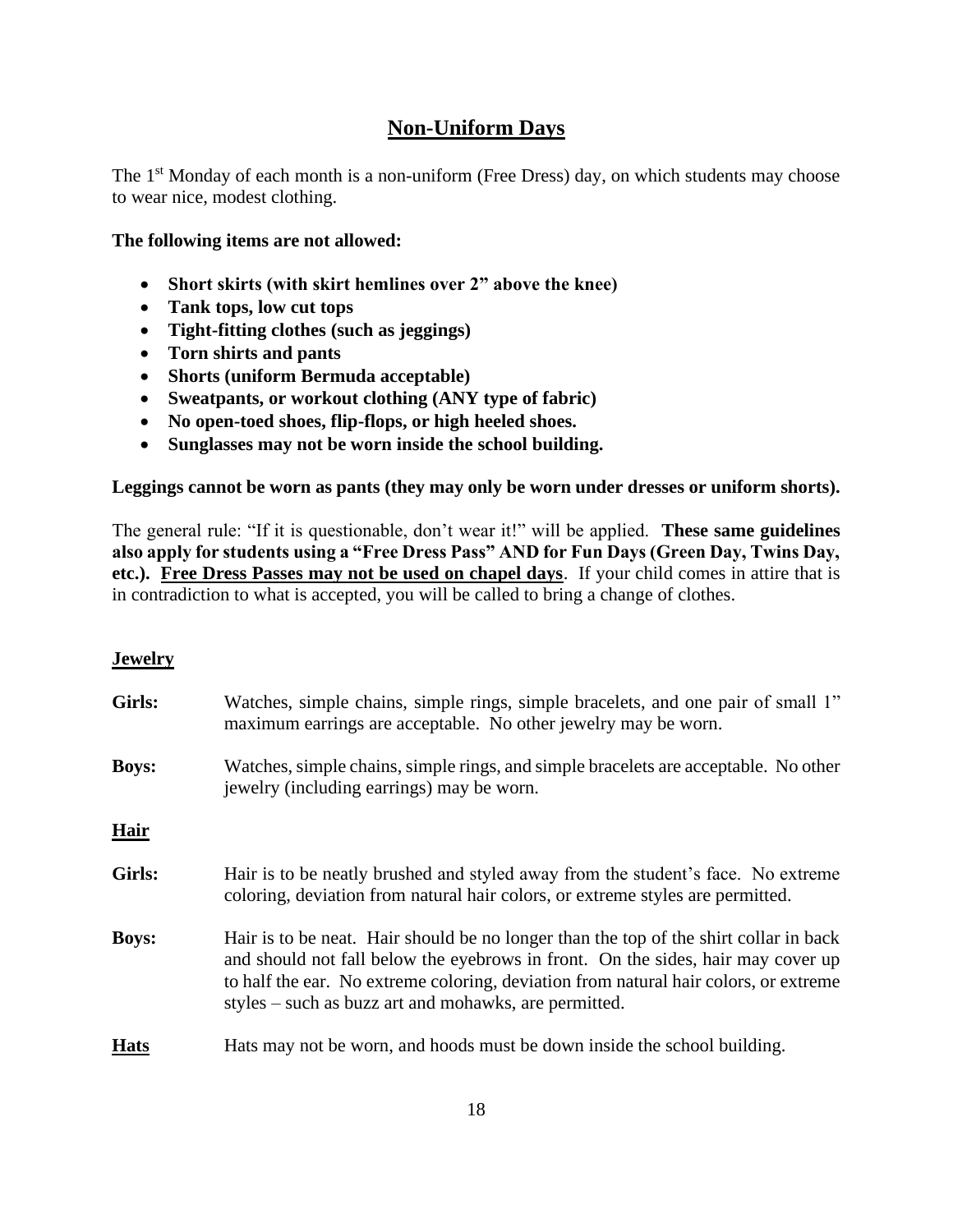## Non-Uniform Days

The 1st Monday of each month is a non-uniform (Free Dress) day, on which students may choose to wear nice, modest clothing.

**The following items are not allowed:**

- **Short skirts (with skirt hemlines over 2" above the knee)**
- **Tank tops, low cut tops**
- **Tight-fitting clothes (such as jeggings)**
- **Torn shirts and pants**
- **Shorts (uniform Bermuda acceptable)**
- **Sweatpants, or workout clothing (ANY type of fabric)**
- **No open-toed shoes, flip-flops, or high heeled shoes.**
- **Sunglasses may not be worn inside the school building.**

**Leggings cannot be worn as pants (they may only be worn under dresses or uniform shorts).**

The general rule: "If it is questionable, don't wear it!" will be applied. **These same guidelines also apply for students using a "Free Dress Pass" AND for Fun Days (Green Day, Twins Day, etc.). <u>Free Dress Passes may not be used on chapel days</u>**. If your child comes in attire that is in contradiction to what is accepted, you will be called to bring a change of clothes.

### Jewelry

**Girls:** Watches, simple chains, simple rings, simple bracelets, and one pair of small 1" maximum earrings are acceptable. No other jewelry may be worn.

**Boys:** Watches, simple chains, simple rings, and simple bracelets are acceptable. No other jewelry (including earrings) may be worn.

### Hair

**Girls:** Hair is to be neatly brushed and styled away from the student's face. No extreme coloring, deviation from natural hair colors, or extreme styles are permitted.

**Boys:** Hair is to be neat. Hair should be no longer than the top of the shirt collar in back and should not fall below the eyebrows in front. On the sides, hair may cover up to half the ear. No extreme coloring, deviation from natural hair colors, or extreme styles – such as buzz art and mohawks, are permitted.

### Hats

Hats may not be worn, and hoods must be down inside the school building.